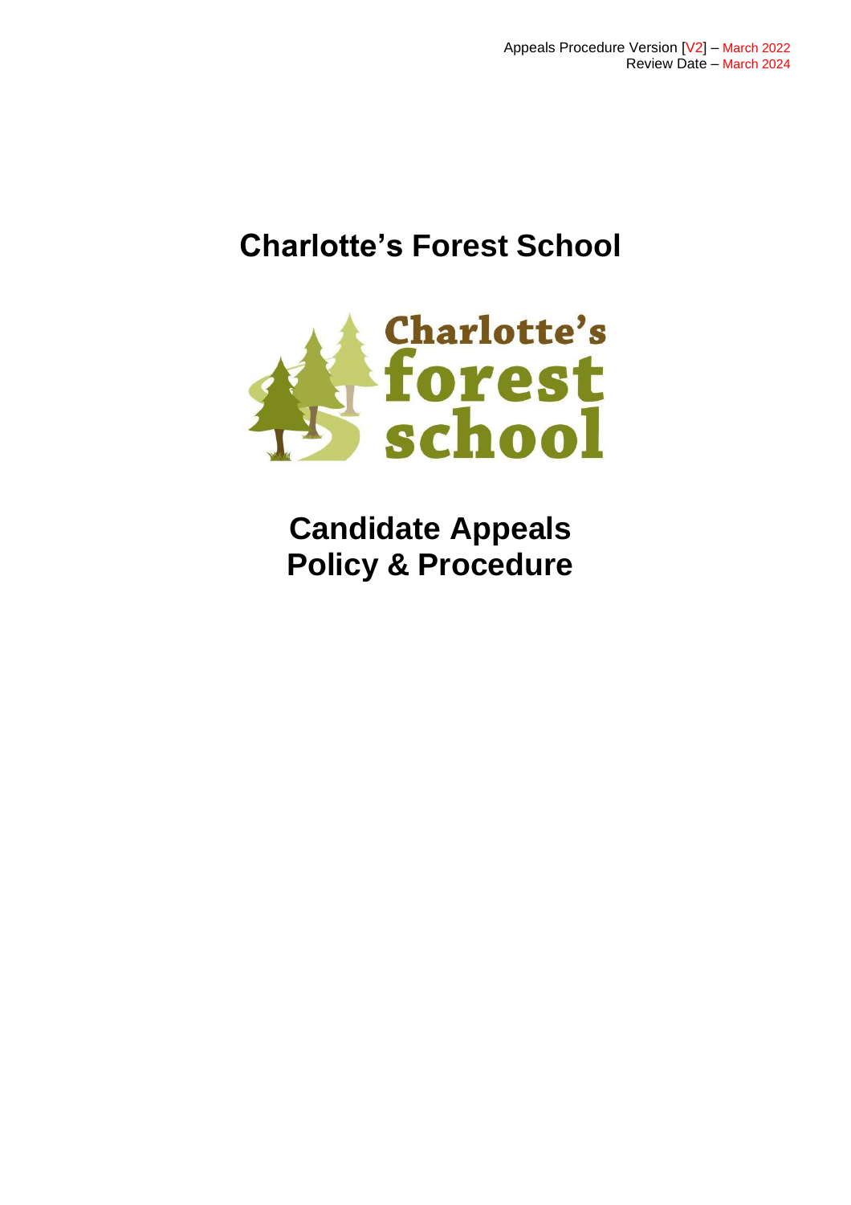Appeals Procedure Version [V2] – March 2022
Review Date – March 2024

# Charlotte's Forest School

# Candidate Appeals Policy & Procedure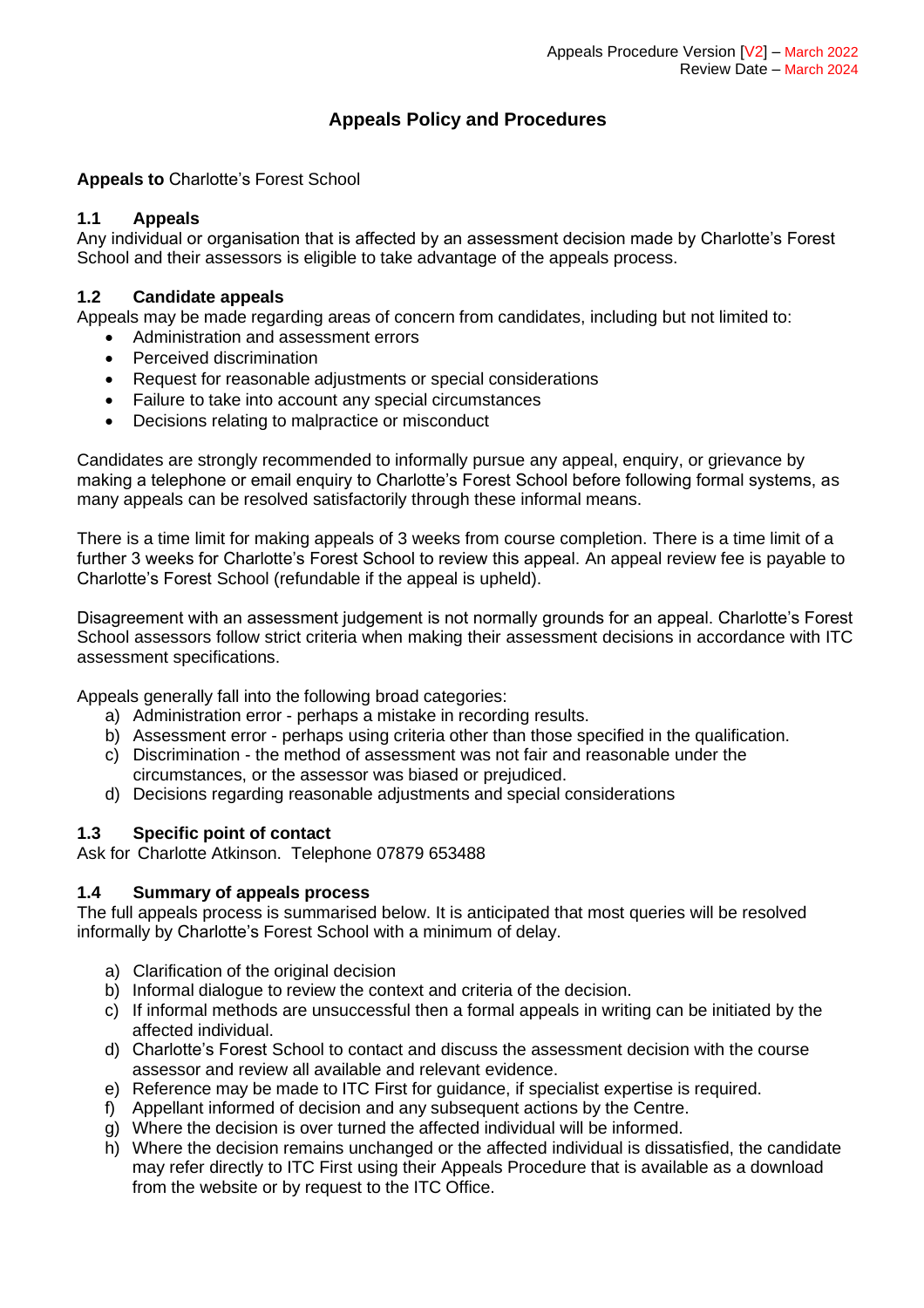Appeals Procedure Version [V2] – March 2022
Review Date – March 2024

# Appeals Policy and Procedures

**Appeals to** Charlotte's Forest School

### 1.1 Appeals

Any individual or organisation that is affected by an assessment decision made by Charlotte's Forest School and their assessors is eligible to take advantage of the appeals process.

### 1.2 Candidate appeals

Appeals may be made regarding areas of concern from candidates, including but not limited to:

- Administration and assessment errors
- Perceived discrimination
- Request for reasonable adjustments or special considerations
- Failure to take into account any special circumstances
- Decisions relating to malpractice or misconduct

Candidates are strongly recommended to informally pursue any appeal, enquiry, or grievance by making a telephone or email enquiry to Charlotte's Forest School before following formal systems, as many appeals can be resolved satisfactorily through these informal means.

There is a time limit for making appeals of 3 weeks from course completion. There is a time limit of a further 3 weeks for Charlotte's Forest School to review this appeal. An appeal review fee is payable to Charlotte's Forest School (refundable if the appeal is upheld).

Disagreement with an assessment judgement is not normally grounds for an appeal. Charlotte's Forest School assessors follow strict criteria when making their assessment decisions in accordance with ITC assessment specifications.

Appeals generally fall into the following broad categories:

a) Administration error - perhaps a mistake in recording results.
b) Assessment error - perhaps using criteria other than those specified in the qualification.
c) Discrimination - the method of assessment was not fair and reasonable under the circumstances, or the assessor was biased or prejudiced.
d) Decisions regarding reasonable adjustments and special considerations

### 1.3 Specific point of contact

Ask for Charlotte Atkinson. Telephone 07879 653488

### 1.4 Summary of appeals process

The full appeals process is summarised below. It is anticipated that most queries will be resolved informally by Charlotte's Forest School with a minimum of delay.

a) Clarification of the original decision
b) Informal dialogue to review the context and criteria of the decision.
c) If informal methods are unsuccessful then a formal appeals in writing can be initiated by the affected individual.
d) Charlotte's Forest School to contact and discuss the assessment decision with the course assessor and review all available and relevant evidence.
e) Reference may be made to ITC First for guidance, if specialist expertise is required.
f) Appellant informed of decision and any subsequent actions by the Centre.
g) Where the decision is over turned the affected individual will be informed.
h) Where the decision remains unchanged or the affected individual is dissatisfied, the candidate may refer directly to ITC First using their Appeals Procedure that is available as a download from the website or by request to the ITC Office.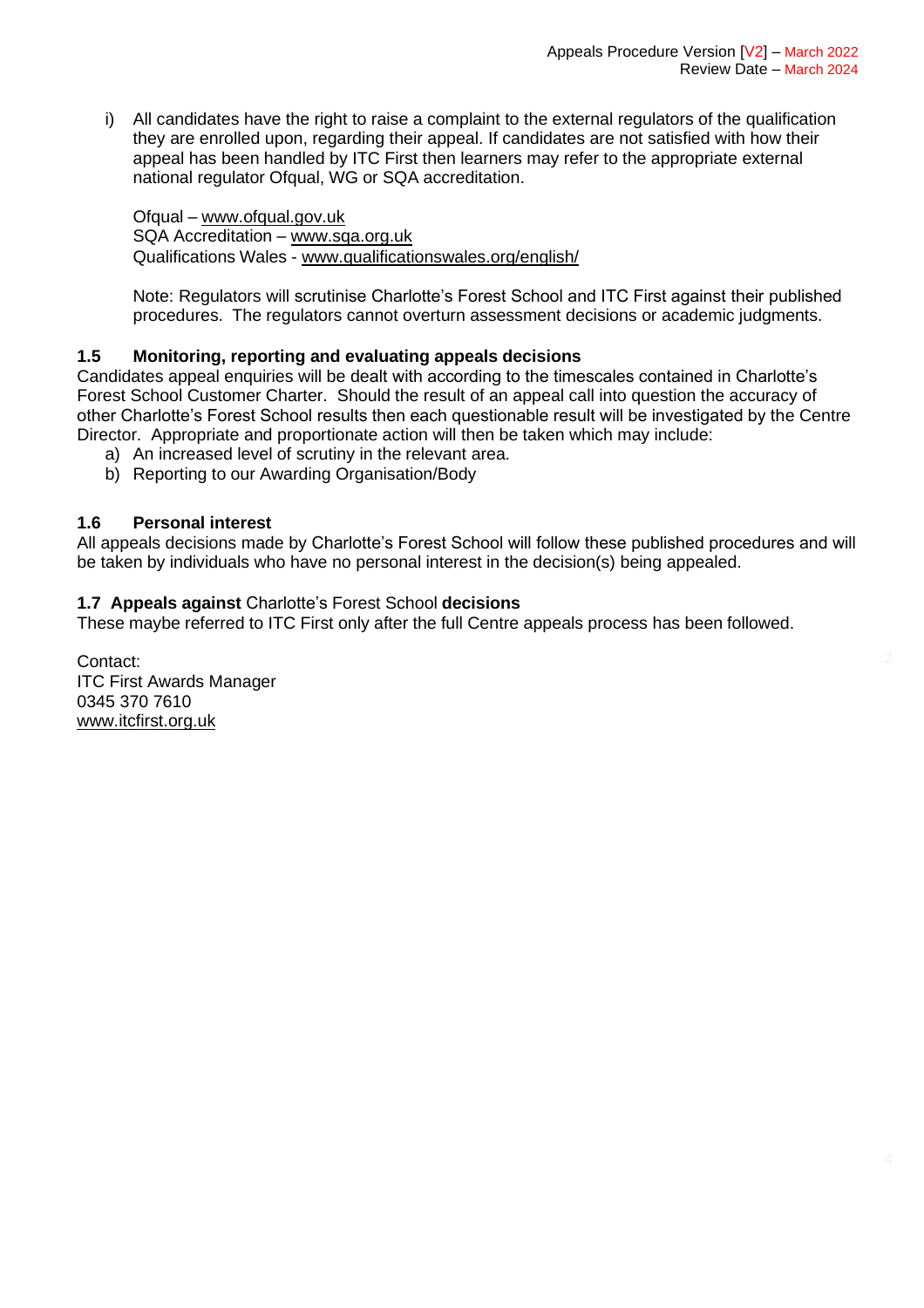i) All candidates have the right to raise a complaint to the external regulators of the qualification they are enrolled upon, regarding their appeal. If candidates are not satisfied with how their appeal has been handled by ITC First then learners may refer to the appropriate external national regulator Ofqual, WG or SQA accreditation.

   Ofqual – www.ofqual.gov.uk
   SQA Accreditation – www.sqa.org.uk
   Qualifications Wales - www.qualificationswales.org/english/

   Note: Regulators will scrutinise Charlotte's Forest School and ITC First against their published procedures. The regulators cannot overturn assessment decisions or academic judgments.

### 1.5 Monitoring, reporting and evaluating appeals decisions

Candidates appeal enquiries will be dealt with according to the timescales contained in Charlotte's Forest School Customer Charter. Should the result of an appeal call into question the accuracy of other Charlotte's Forest School results then each questionable result will be investigated by the Centre Director. Appropriate and proportionate action will then be taken which may include:

a) An increased level of scrutiny in the relevant area.
b) Reporting to our Awarding Organisation/Body

### 1.6 Personal interest

All appeals decisions made by Charlotte's Forest School will follow these published procedures and will be taken by individuals who have no personal interest in the decision(s) being appealed.

### 1.7 **Appeals against** Charlotte's Forest School **decisions**

These maybe referred to ITC First only after the full Centre appeals process has been followed.

Contact:
ITC First Awards Manager
0345 370 7610
www.itcfirst.org.uk